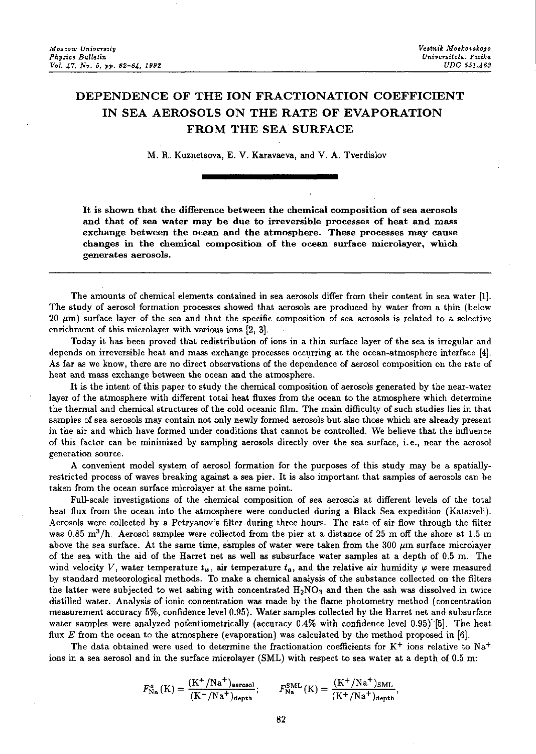# DEPENDENCE OF THE ION FRACTIONATION COEFFICIENT IN SEA AEROSOLS ON THE RATE OF EVAPORATION FROM THE SEA SURFACE

M. R. Kuznetsova, E. V. Karavaeva, and V. A. Tverdislov

**It is shown that the difference between the chemical composition of sea aerosols and that of sea water may be due to irreversible processes of heat and mass exchange between the ocean and the atmosphere. These processes may cause changes in the chemical composition of the ocean surface microlayer, which generates aerosols.**

---

The amounts of chemical elements contained in sea aerosols differ from their content in sea water [1]. The study of aerosol formation processes showed that aerosols are produced by water from a thin (below 20 $\mu$m) surface layer of the sea and that the specific composition of sea aerosols is related to a selective enrichment of this microlayer with various ions [2, 3].

Today it has been proved that redistribution of ions in a thin surface layer of the sea is irregular and depends on irreversible heat and mass exchange processes occurring at the ocean-atmosphere interface [4]. As far as we know, there are no direct observations of the dependence of aerosol composition on the rate of heat and mass exchange between the ocean and the atmosphere.

It is the intent of this paper to study the chemical composition of aerosols generated by the near-water layer of the atmosphere with different total heat fluxes from the ocean to the atmosphere which determine the thermal and chemical structures of the cold oceanic film. The main difficulty of such studies lies in that samples of sea aerosols may contain not only newly formed aerosols but also those which are already present in the air and which have formed under conditions that cannot be controlled. We believe that the influence of this factor can be minimized by sampling aerosols directly over the sea surface, i.e., near the aerosol generation source.

A convenient model system of aerosol formation for the purposes of this study may be a spatially-restricted process of waves breaking against a sea pier. It is also important that samples of aerosols can be taken from the ocean surface microlayer at the same point.

Full-scale investigations of the chemical composition of sea aerosols at different levels of the total heat flux from the ocean into the atmosphere were conducted during a Black Sea expedition (Katsiveli). Aerosols were collected by a Petryanov's filter during three hours. The rate of air flow through the filter was 0.85 $m^3$/h. Aerosol samples were collected from the pier at a distance of 25 m off the shore at 1.5 m above the sea surface. At the same time, samples of water were taken from the 300 $\mu$m surface microlayer of the sea with the aid of the Harret net as well as subsurface water samples at a depth of 0.5 m. The wind velocity $V$, water temperature $t_w$, air temperature $t_a$, and the relative air humidity $\varphi$ were measured by standard meteorological methods. To make a chemical analysis of the substance collected on the filters the latter were subjected to wet ashing with concentrated $H_2NO_3$ and then the ash was dissolved in twice distilled water. Analysis of ionic concentration was made by the flame photometry method (concentration measurement accuracy 5%, confidence level 0.95). Water samples collected by the Harret net and subsurface water samples were analyzed potentiometrically (accuracy 0.4% with confidence level 0.95) [5]. The heat flux $E$ from the ocean to the atmosphere (evaporation) was calculated by the method proposed in [6].

The data obtained were used to determine the fractionation coefficients for $K^+$ ions relative to $Na^+$ ions in a sea aerosol and in the surface microlayer (SML) with respect to sea water at a depth of 0.5 m:

$$F^{a}_{Na}(K) = \frac{(K^+/Na^+)_{aerosol}}{(K^+/Na^+)_{depth}}; \qquad F^{SML}_{Na}(K) = \frac{(K^+/Na^+)_{SML}}{(K^+/Na^+)_{depth}},$$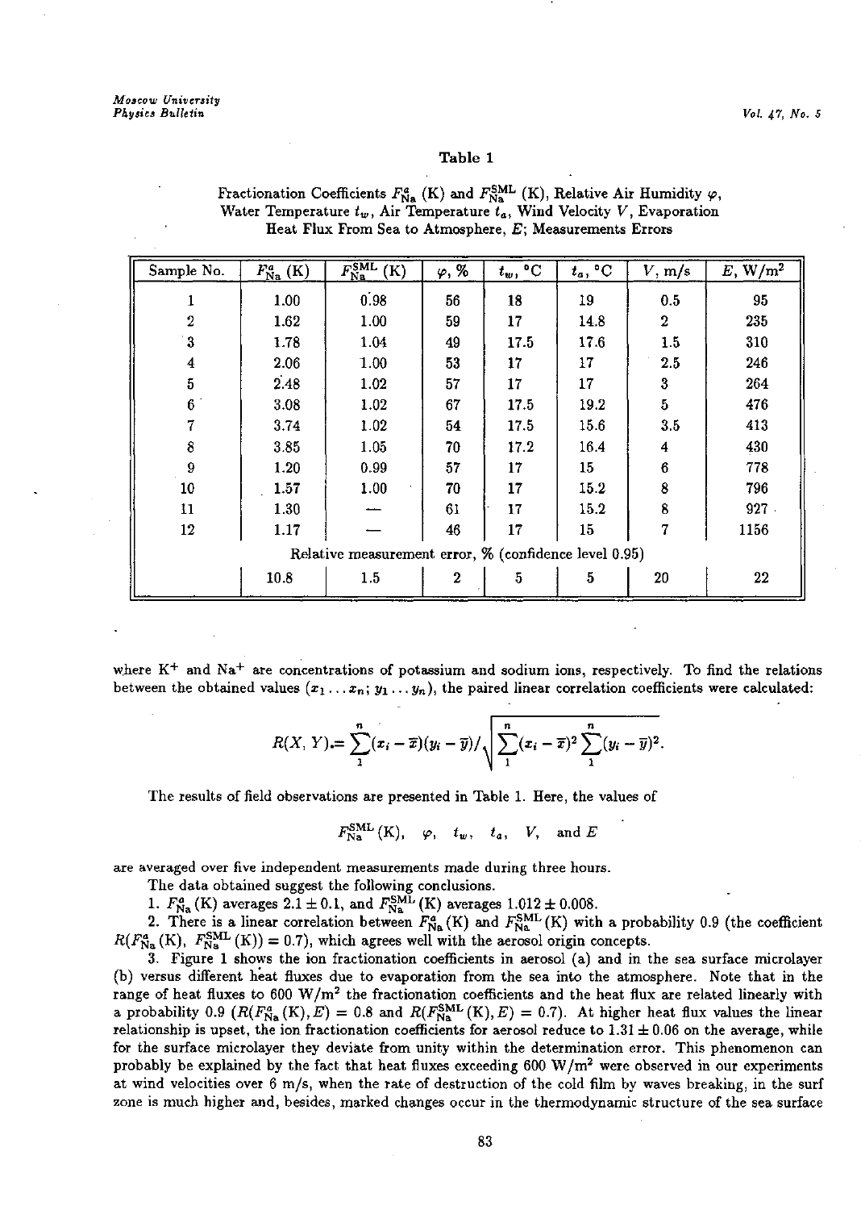**Table 1**

Fractionation Coefficients $F^a_{Na}$ (K) and $F^{SML}_{Na}$ (K), Relative Air Humidity $\varphi$, Water Temperature $t_w$, Air Temperature $t_a$, Wind Velocity $V$, Evaporation Heat Flux From Sea to Atmosphere, $E$; Measurements Errors

| Sample No. | $F^a_{Na}$ (K) | $F^{SML}_{Na}$ (K) | $\varphi$, % | $t_w$, °C | $t_a$, °C | $V$, m/s | $E$, W/m$^2$ |
|---|---|---|---|---|---|---|---|
| 1 | 1.00 | 0.98 | 56 | 18 | 19 | 0.5 | 95 |
| 2 | 1.62 | 1.00 | 59 | 17 | 14.8 | 2 | 235 |
| 3 | 1.78 | 1.04 | 49 | 17.5 | 17.6 | 1.5 | 310 |
| 4 | 2.06 | 1.00 | 53 | 17 | 17 | 2.5 | 246 |
| 5 | 2.48 | 1.02 | 57 | 17 | 17 | 3 | 264 |
| 6 | 3.08 | 1.02 | 67 | 17.5 | 19.2 | 5 | 476 |
| 7 | 3.74 | 1.02 | 54 | 17.5 | 15.6 | 3.5 | 413 |
| 8 | 3.85 | 1.05 | 70 | 17.2 | 16.4 | 4 | 430 |
| 9 | 1.20 | 0.99 | 57 | 17 | 15 | 6 | 778 |
| 10 | 1.57 | 1.00 | 70 | 17 | 15.2 | 8 | 796 |
| 11 | 1.30 | — | 61 | 17 | 15.2 | 8 | 927 |
| 12 | 1.17 | — | 46 | 17 | 15 | 7 | 1156 |
| Relative measurement error, % (confidence level 0.95) | | | | | | | |
| | 10.8 | 1.5 | 2 | 5 | 5 | 20 | 22 |

where $K^+$ and $Na^+$ are concentrations of potassium and sodium ions, respectively. To find the relations between the obtained values ($x_1 \ldots x_n$; $y_1 \ldots y_n$), the paired linear correlation coefficients were calculated:

$$R(X, Y) = \sum_1^n (x_i - \bar{x})(y_i - \bar{y}) \Big/ \sqrt{\sum_1^n (x_i - \bar{x})^2 \sum_1^n (y_i - \bar{y})^2}.$$

The results of field observations are presented in Table 1. Here, the values of

$$F^{SML}_{Na}(K), \quad \varphi, \quad t_w, \quad t_a, \quad V, \quad \text{and } E$$

are averaged over five independent measurements made during three hours.

The data obtained suggest the following conclusions.

1. $F^a_{Na}$(K) averages $2.1 \pm 0.1$, and $F^{SML}_{Na}$(K) averages $1.012 \pm 0.008$.

2. There is a linear correlation between $F^a_{Na}$(K) and $F^{SML}_{Na}$(K) with a probability 0.9 (the coefficient $R(F^a_{Na}(K), F^{SML}_{Na}(K)) = 0.7$), which agrees well with the aerosol origin concepts.

3. Figure 1 shows the ion fractionation coefficients in aerosol (a) and in the sea surface microlayer (b) versus different heat fluxes due to evaporation from the sea into the atmosphere. Note that in the range of heat fluxes to 600 W/m$^2$ the fractionation coefficients and the heat flux are related linearly with a probability 0.9 ($R(F^a_{Na}(K), E) = 0.8$ and $R(F^{SML}_{Na}(K), E) = 0.7$). At higher heat flux values the linear relationship is upset, the ion fractionation coefficients for aerosol reduce to $1.31 \pm 0.06$ on the average, while for the surface microlayer they deviate from unity within the determination error. This phenomenon can probably be explained by the fact that heat fluxes exceeding 600 W/m$^2$ were observed in our experiments at wind velocities over 6 m/s, when the rate of destruction of the cold film by waves breaking, in the surf zone is much higher and, besides, marked changes occur in the thermodynamic structure of the sea surface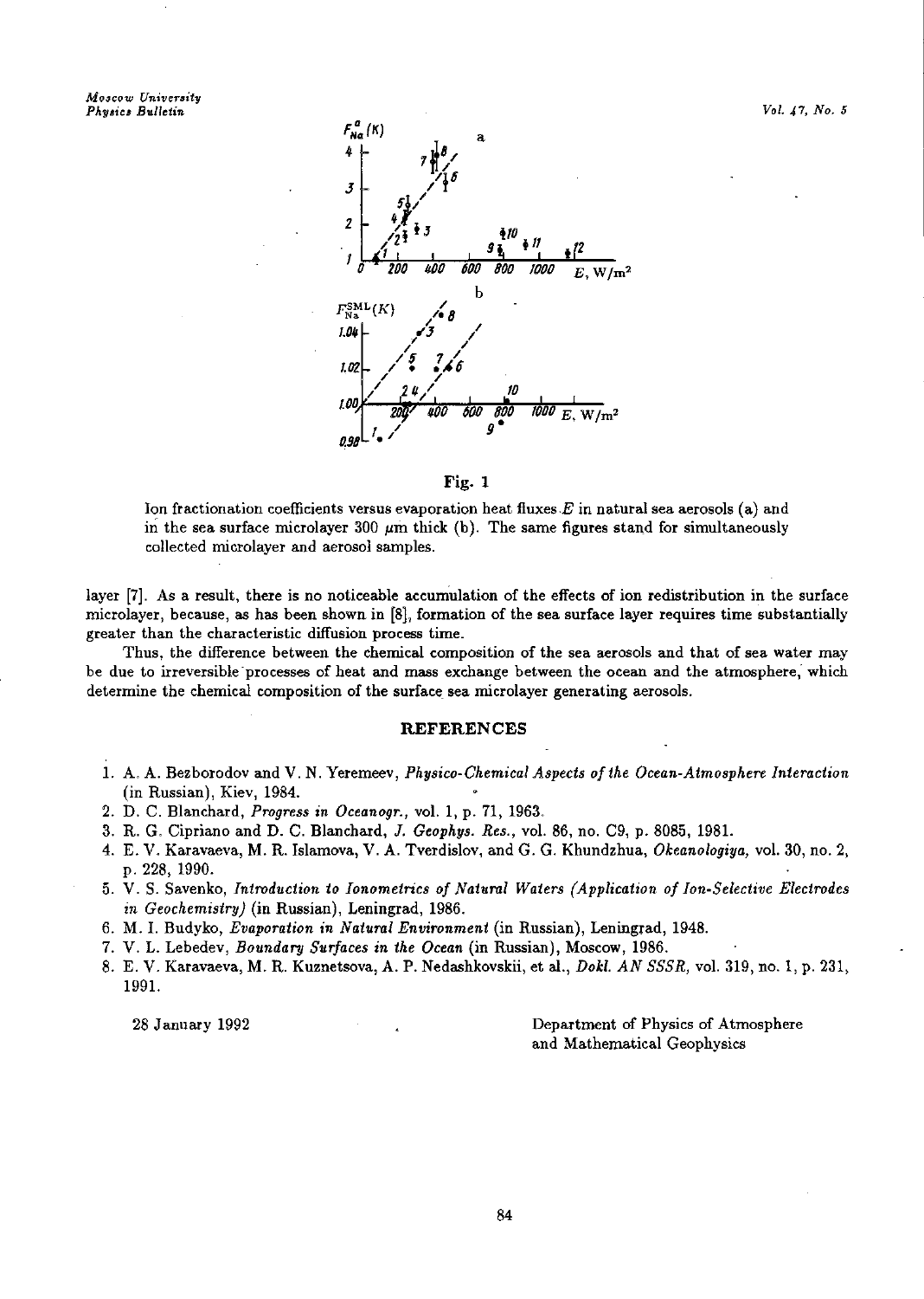$F_{Na}^{a}(K)$

a

4

3

2

1

0 200 400 600 800 1000 $E$, W/m²

b

$F_{Na}^{SML}(K)$

1.04

1.02

1.00

0.98

200 400 600 800 1000 $E$, W/m²

**Fig. 1**

Ion fractionation coefficients versus evaporation heat fluxes $E$ in natural sea aerosols (a) and in the sea surface microlayer 300 $\mu$m thick (b). The same figures stand for simultaneously collected microlayer and aerosol samples.

layer [7]. As a result, there is no noticeable accumulation of the effects of ion redistribution in the surface microlayer, because, as has been shown in [8], formation of the sea surface layer requires time substantially greater than the characteristic diffusion process time.

Thus, the difference between the chemical composition of the sea aerosols and that of sea water may be due to irreversible processes of heat and mass exchange between the ocean and the atmosphere, which determine the chemical composition of the surface sea microlayer generating aerosols.

## REFERENCES

1. A. A. Bezborodov and V. N. Yeremeev, *Physico-Chemical Aspects of the Ocean-Atmosphere Interaction* (in Russian), Kiev, 1984.
2. D. C. Blanchard, *Progress in Oceanogr.*, vol. 1, p. 71, 1963.
3. R. G. Cipriano and D. C. Blanchard, *J. Geophys. Res.*, vol. 86, no. C9, p. 8085, 1981.
4. E. V. Karavaeva, M. R. Islamova, V. A. Tverdislov, and G. G. Khundzhua, *Okeanologiya*, vol. 30, no. 2, p. 228, 1990.
5. V. S. Savenko, *Introduction to Ionometrics of Natural Waters (Application of Ion-Selective Electrodes in Geochemistry)* (in Russian), Leningrad, 1986.
6. M. I. Budyko, *Evaporation in Natural Environment* (in Russian), Leningrad, 1948.
7. V. L. Lebedev, *Boundary Surfaces in the Ocean* (in Russian), Moscow, 1986.
8. E. V. Karavaeva, M. R. Kuznetsova, A. P. Nedashkovskii, et al., *Dokl. AN SSSR*, vol. 319, no. 1, p. 231, 1991.

28 January 1992

Department of Physics of Atmosphere and Mathematical Geophysics